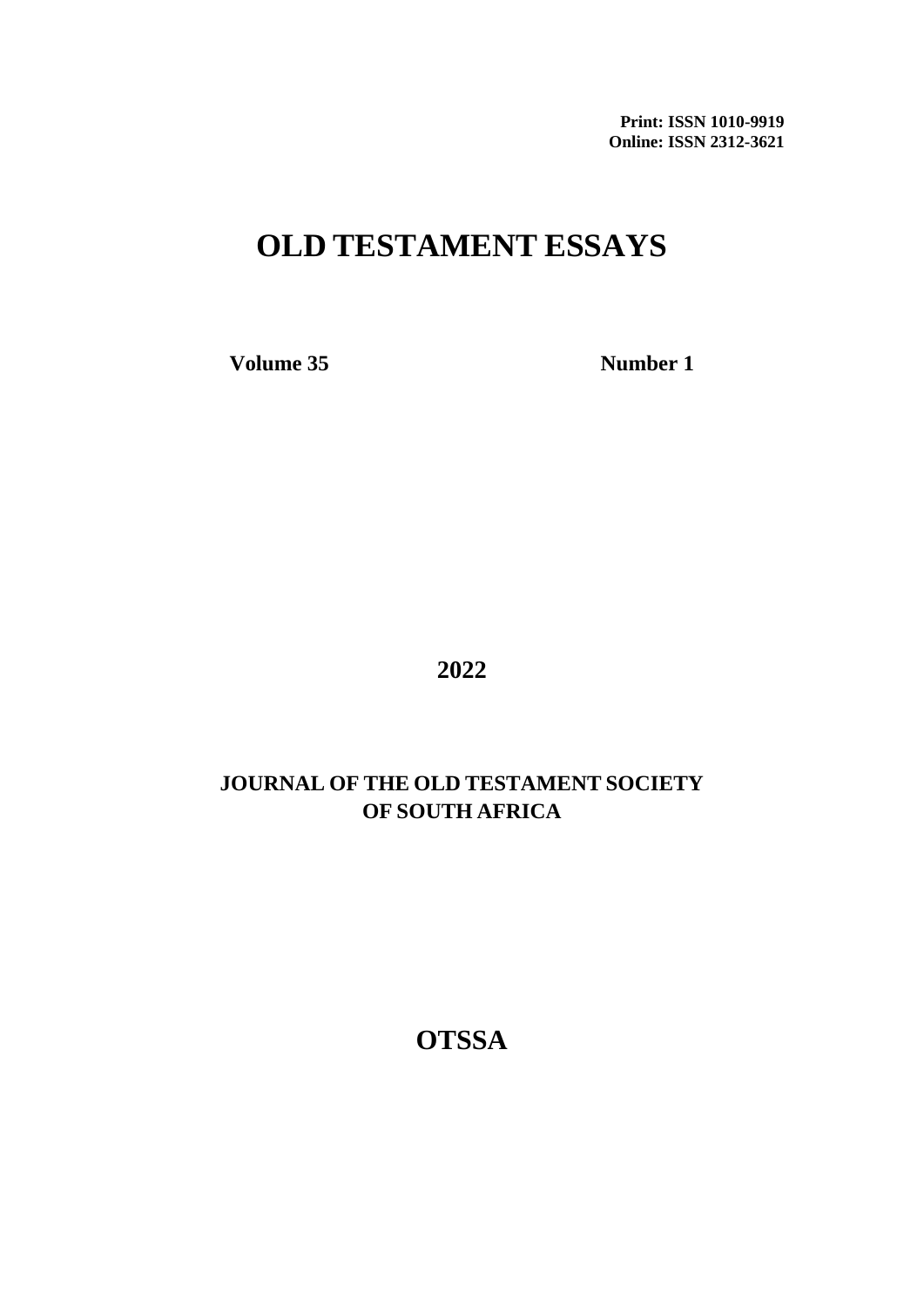**Print: ISSN 1010-9919**
**Online: ISSN 2312-3621**

# OLD TESTAMENT ESSAYS

**Volume 35** **Number 1**

**2022**

**JOURNAL OF THE OLD TESTAMENT SOCIETY OF SOUTH AFRICA**

**OTSSA**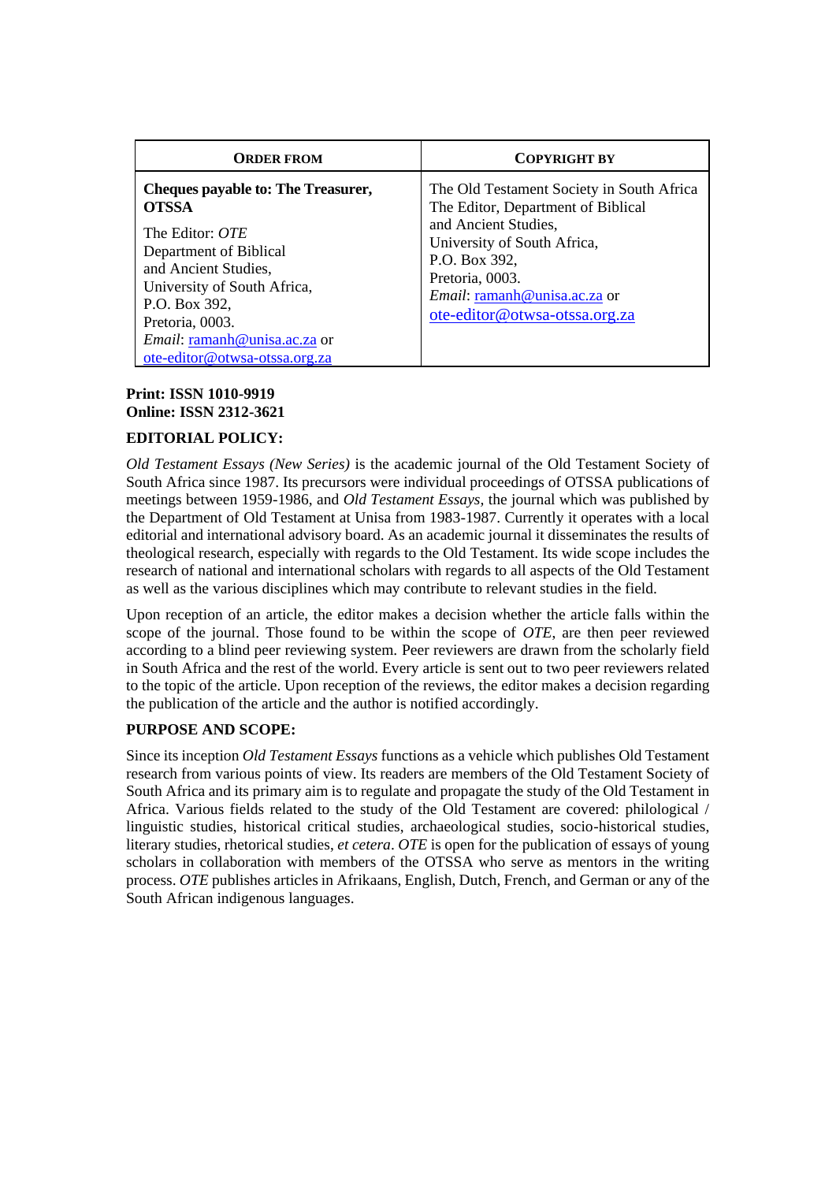| **ORDER FROM** | **COPYRIGHT BY** |
| --- | --- |
| **Cheques payable to: The Treasurer, OTSSA**<br><br>The Editor: *OTE*<br>Department of Biblical and Ancient Studies,<br>University of South Africa,<br>P.O. Box 392,<br>Pretoria, 0003.<br>*Email*: ramanh@unisa.ac.za or ote-editor@otwsa-otssa.org.za | The Old Testament Society in South Africa<br>The Editor, Department of Biblical and Ancient Studies,<br>University of South Africa,<br>P.O. Box 392,<br>Pretoria, 0003.<br>*Email*: ramanh@unisa.ac.za or ote-editor@otwsa-otssa.org.za |

**Print: ISSN 1010-9919**
**Online: ISSN 2312-3621**

**EDITORIAL POLICY:**

*Old Testament Essays (New Series)* is the academic journal of the Old Testament Society of South Africa since 1987. Its precursors were individual proceedings of OTSSA publications of meetings between 1959-1986, and *Old Testament Essays,* the journal which was published by the Department of Old Testament at Unisa from 1983-1987. Currently it operates with a local editorial and international advisory board. As an academic journal it disseminates the results of theological research, especially with regards to the Old Testament. Its wide scope includes the research of national and international scholars with regards to all aspects of the Old Testament as well as the various disciplines which may contribute to relevant studies in the field.

Upon reception of an article, the editor makes a decision whether the article falls within the scope of the journal. Those found to be within the scope of *OTE*, are then peer reviewed according to a blind peer reviewing system. Peer reviewers are drawn from the scholarly field in South Africa and the rest of the world. Every article is sent out to two peer reviewers related to the topic of the article. Upon reception of the reviews, the editor makes a decision regarding the publication of the article and the author is notified accordingly.

**PURPOSE AND SCOPE:**

Since its inception *Old Testament Essays* functions as a vehicle which publishes Old Testament research from various points of view. Its readers are members of the Old Testament Society of South Africa and its primary aim is to regulate and propagate the study of the Old Testament in Africa. Various fields related to the study of the Old Testament are covered: philological / linguistic studies, historical critical studies, archaeological studies, socio-historical studies, literary studies, rhetorical studies, *et cetera*. *OTE* is open for the publication of essays of young scholars in collaboration with members of the OTSSA who serve as mentors in the writing process. *OTE* publishes articles in Afrikaans, English, Dutch, French, and German or any of the South African indigenous languages.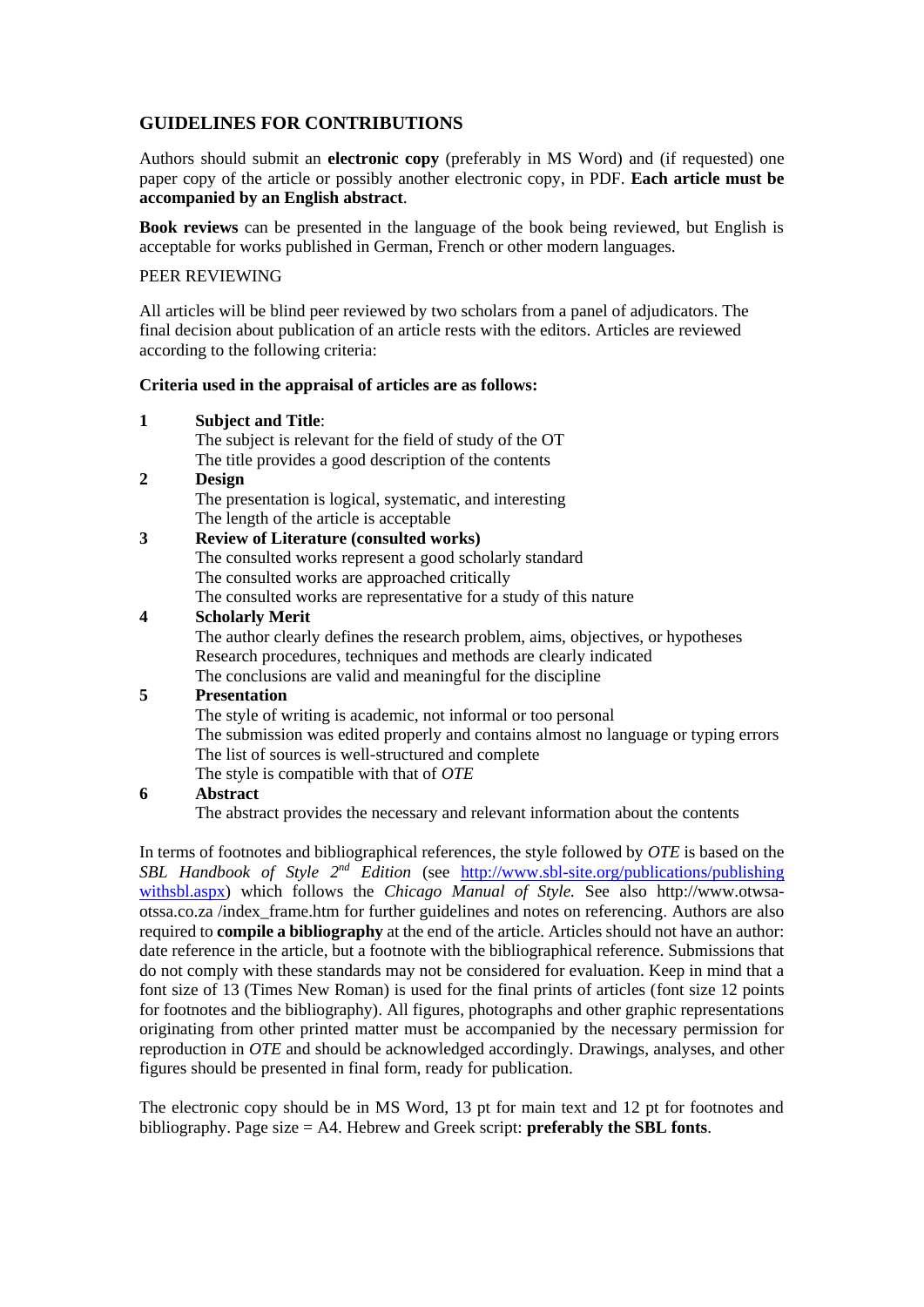## GUIDELINES FOR CONTRIBUTIONS

Authors should submit an **electronic copy** (preferably in MS Word) and (if requested) one paper copy of the article or possibly another electronic copy, in PDF. **Each article must be accompanied by an English abstract**.

**Book reviews** can be presented in the language of the book being reviewed, but English is acceptable for works published in German, French or other modern languages.

PEER REVIEWING

All articles will be blind peer reviewed by two scholars from a panel of adjudicators. The final decision about publication of an article rests with the editors. Articles are reviewed according to the following criteria:

**Criteria used in the appraisal of articles are as follows:**

**1 Subject and Title**:
The subject is relevant for the field of study of the OT
The title provides a good description of the contents

**2 Design**
The presentation is logical, systematic, and interesting
The length of the article is acceptable

**3 Review of Literature (consulted works)**
The consulted works represent a good scholarly standard
The consulted works are approached critically
The consulted works are representative for a study of this nature

**4 Scholarly Merit**
The author clearly defines the research problem, aims, objectives, or hypotheses
Research procedures, techniques and methods are clearly indicated
The conclusions are valid and meaningful for the discipline

**5 Presentation**
The style of writing is academic, not informal or too personal
The submission was edited properly and contains almost no language or typing errors
The list of sources is well-structured and complete
The style is compatible with that of *OTE*

**6 Abstract**
The abstract provides the necessary and relevant information about the contents

In terms of footnotes and bibliographical references, the style followed by *OTE* is based on the *SBL Handbook of Style 2nd Edition* (see http://www.sbl-site.org/publications/publishingwithsbl.aspx) which follows the *Chicago Manual of Style.* See also http://www.otwsa-otssa.co.za /index_frame.htm for further guidelines and notes on referencing. Authors are also required to **compile a bibliography** at the end of the article. Articles should not have an author: date reference in the article, but a footnote with the bibliographical reference. Submissions that do not comply with these standards may not be considered for evaluation. Keep in mind that a font size of 13 (Times New Roman) is used for the final prints of articles (font size 12 points for footnotes and the bibliography). All figures, photographs and other graphic representations originating from other printed matter must be accompanied by the necessary permission for reproduction in *OTE* and should be acknowledged accordingly. Drawings, analyses, and other figures should be presented in final form, ready for publication.

The electronic copy should be in MS Word, 13 pt for main text and 12 pt for footnotes and bibliography. Page size = A4. Hebrew and Greek script: **preferably the SBL fonts**.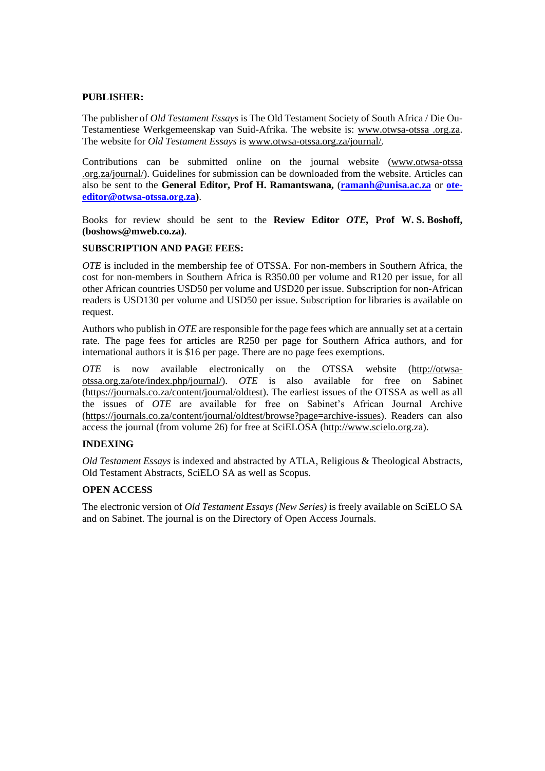**PUBLISHER:**

The publisher of *Old Testament Essays* is The Old Testament Society of South Africa / Die Ou-Testamentiese Werkgemeenskap van Suid-Afrika. The website is: www.otwsa-otssa .org.za. The website for *Old Testament Essays* is www.otwsa-otssa.org.za/journal/.

Contributions can be submitted online on the journal website (www.otwsa-otssa .org.za/journal/). Guidelines for submission can be downloaded from the website. Articles can also be sent to the **General Editor, Prof H. Ramantswana,** (**ramanh@unisa.ac.za** or **ote-editor@otwsa-otssa.org.za**).

Books for review should be sent to the **Review Editor *OTE*, Prof W. S. Boshoff, (boshows@mweb.co.za)**.

**SUBSCRIPTION AND PAGE FEES:**

*OTE* is included in the membership fee of OTSSA. For non-members in Southern Africa, the cost for non-members in Southern Africa is R350.00 per volume and R120 per issue, for all other African countries USD50 per volume and USD20 per issue. Subscription for non-African readers is USD130 per volume and USD50 per issue. Subscription for libraries is available on request.

Authors who publish in *OTE* are responsible for the page fees which are annually set at a certain rate. The page fees for articles are R250 per page for Southern Africa authors, and for international authors it is $16 per page. There are no page fees exemptions.

*OTE* is now available electronically on the OTSSA website (http://otwsa-otssa.org.za/ote/index.php/journal/). *OTE* is also available for free on Sabinet (https://journals.co.za/content/journal/oldtest). The earliest issues of the OTSSA as well as all the issues of *OTE* are available for free on Sabinet's African Journal Archive (https://journals.co.za/content/journal/oldtest/browse?page=archive-issues). Readers can also access the journal (from volume 26) for free at SciELOSA (http://www.scielo.org.za).

**INDEXING**

*Old Testament Essays* is indexed and abstracted by ATLA, Religious & Theological Abstracts, Old Testament Abstracts, SciELO SA as well as Scopus.

**OPEN ACCESS**

The electronic version of *Old Testament Essays (New Series)* is freely available on SciELO SA and on Sabinet. The journal is on the Directory of Open Access Journals.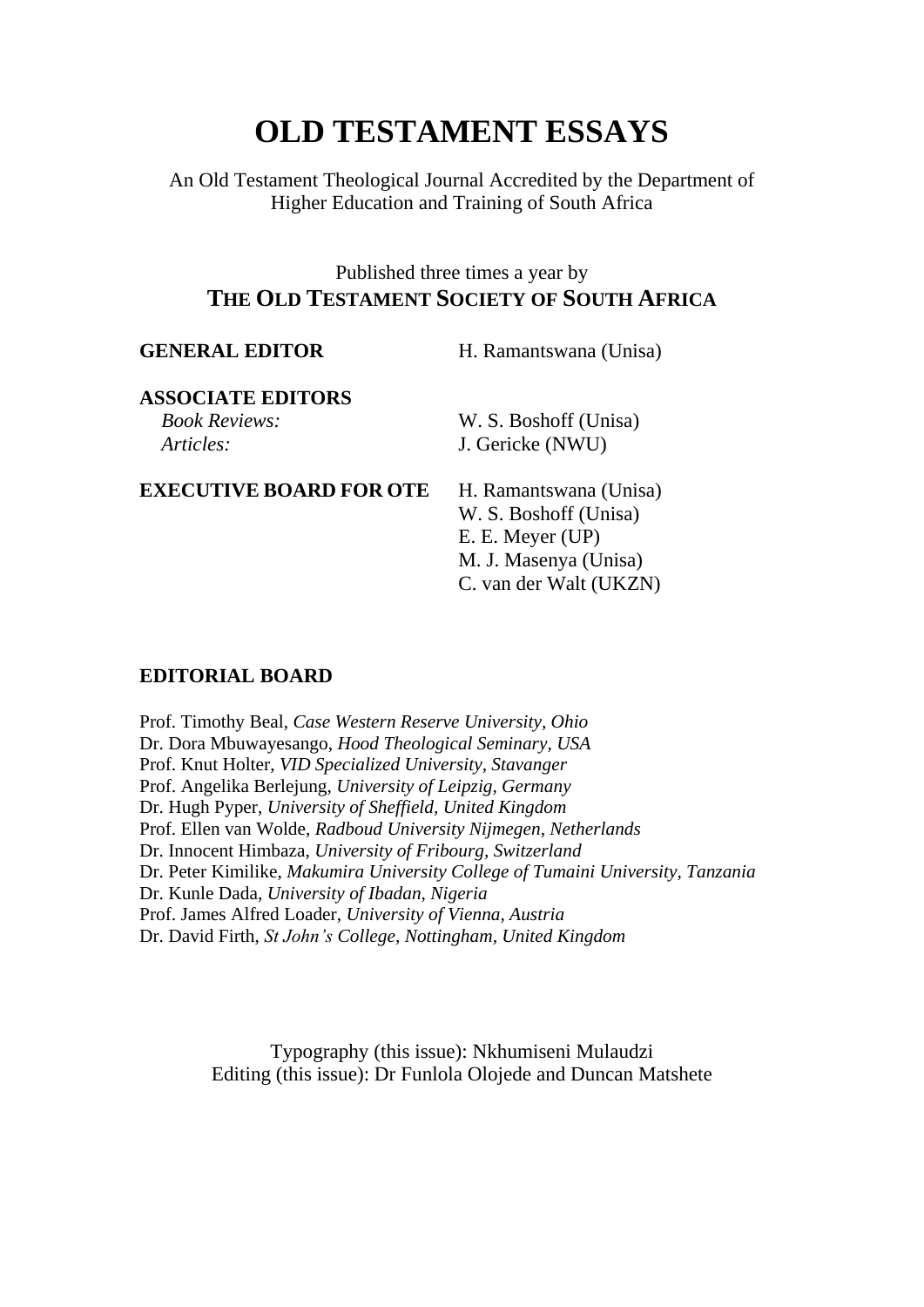# OLD TESTAMENT ESSAYS

An Old Testament Theological Journal Accredited by the Department of Higher Education and Training of South Africa

Published three times a year by
**THE OLD TESTAMENT SOCIETY OF SOUTH AFRICA**

**GENERAL EDITOR** H. Ramantswana (Unisa)

**ASSOCIATE EDITORS**
*Book Reviews:* W. S. Boshoff (Unisa)
*Articles:* J. Gericke (NWU)

**EXECUTIVE BOARD FOR OTE**
H. Ramantswana (Unisa)
W. S. Boshoff (Unisa)
E. E. Meyer (UP)
M. J. Masenya (Unisa)
C. van der Walt (UKZN)

**EDITORIAL BOARD**

Prof. Timothy Beal, *Case Western Reserve University, Ohio*
Dr. Dora Mbuwayesango, *Hood Theological Seminary, USA*
Prof. Knut Holter, *VID Specialized University, Stavanger*
Prof. Angelika Berlejung, *University of Leipzig, Germany*
Dr. Hugh Pyper, *University of Sheffield, United Kingdom*
Prof. Ellen van Wolde, *Radboud University Nijmegen, Netherlands*
Dr. Innocent Himbaza, *University of Fribourg, Switzerland*
Dr. Peter Kimilike, *Makumira University College of Tumaini University, Tanzania*
Dr. Kunle Dada, *University of Ibadan, Nigeria*
Prof. James Alfred Loader, *University of Vienna, Austria*
Dr. David Firth, *St John's College, Nottingham, United Kingdom*

Typography (this issue): Nkhumiseni Mulaudzi
Editing (this issue): Dr Funlola Olojede and Duncan Matshete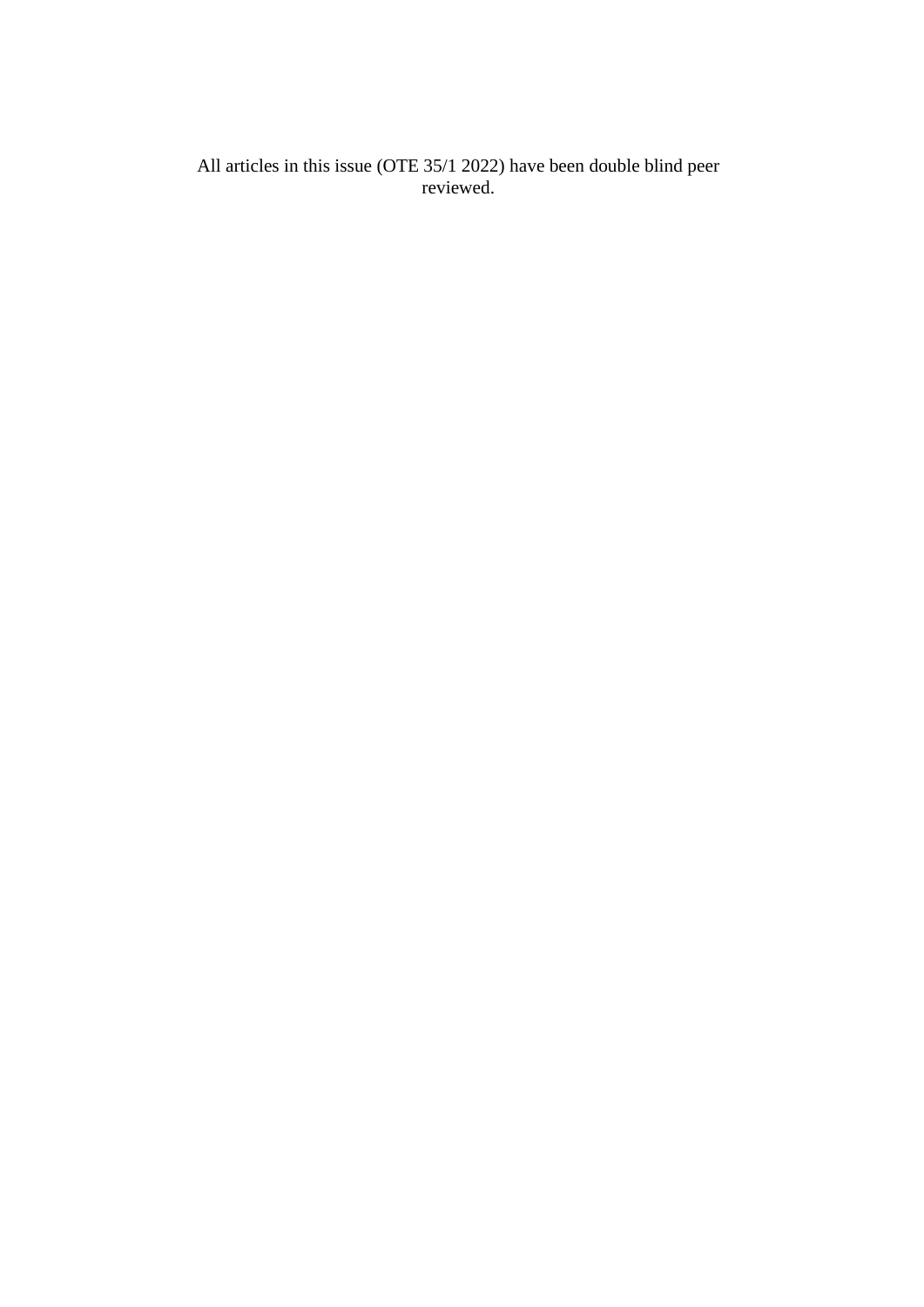All articles in this issue (OTE 35/1 2022) have been double blind peer reviewed.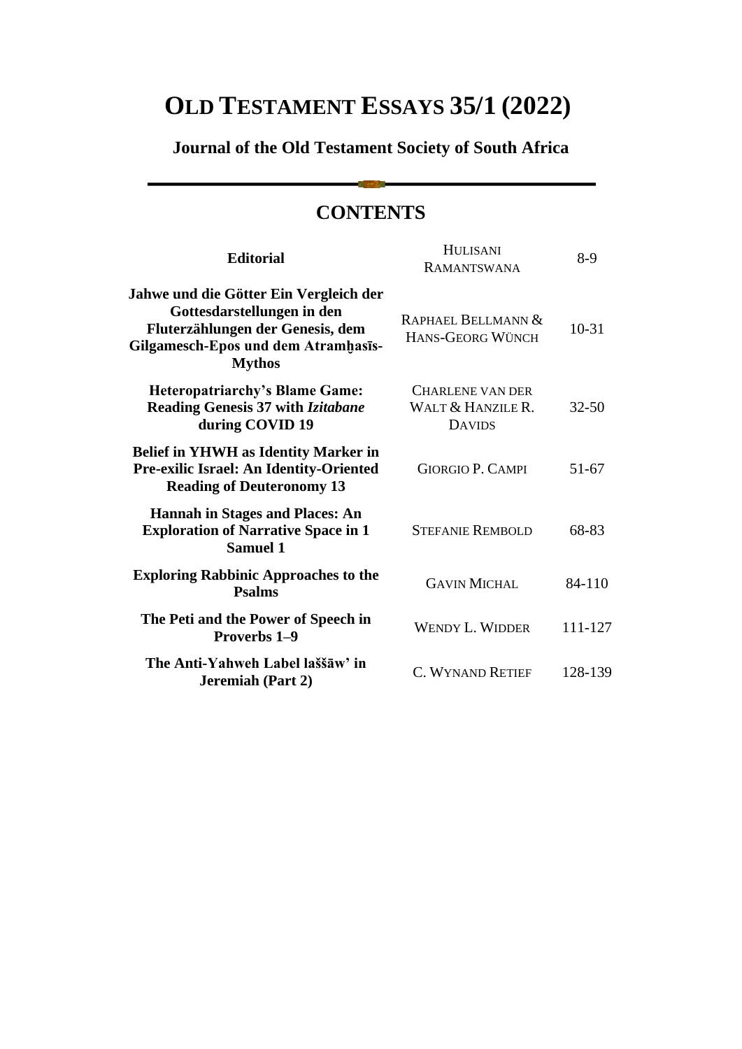# OLD TESTAMENT ESSAYS 35/1 (2022)

**Journal of the Old Testament Society of South Africa**

## CONTENTS

| | | |
|---|---|---|
| **Editorial** | HULISANI RAMANTSWANA | 8-9 |
| **Jahwe und die Götter Ein Vergleich der Gottesdarstellungen in den Fluterzählungen der Genesis, dem Gilgamesch-Epos und dem Atramḫasīs-Mythos** | RAPHAEL BELLMANN & HANS-GEORG WÜNCH | 10-31 |
| **Heteropatriarchy's Blame Game: Reading Genesis 37 with *Izitabane* during COVID 19** | CHARLENE VAN DER WALT & HANZILE R. DAVIDS | 32-50 |
| **Belief in YHWH as Identity Marker in Pre-exilic Israel: An Identity-Oriented Reading of Deuteronomy 13** | GIORGIO P. CAMPI | 51-67 |
| **Hannah in Stages and Places: An Exploration of Narrative Space in 1 Samuel 1** | STEFANIE REMBOLD | 68-83 |
| **Exploring Rabbinic Approaches to the Psalms** | GAVIN MICHAL | 84-110 |
| **The Peti and the Power of Speech in Proverbs 1–9** | WENDY L. WIDDER | 111-127 |
| **The Anti-Yahweh Label laššāw' in Jeremiah (Part 2)** | C. WYNAND RETIEF | 128-139 |